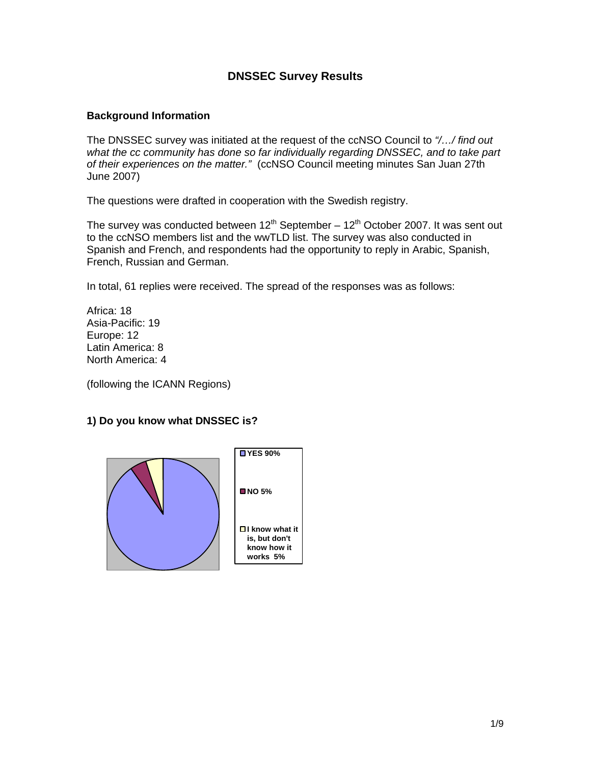# DNSSEC Survey Results

## Background Information

The DNSSEC survey was initiated at the request of the ccNSO Council to *"/…/ find out what the cc community has done so far individually regarding DNSSEC, and to take part of their experiences on the matter."* (ccNSO Council meeting minutes San Juan 27th June 2007)

The questions were drafted in cooperation with the Swedish registry.

The survey was conducted between 12th September – 12th October 2007. It was sent out to the ccNSO members list and the wwTLD list. The survey was also conducted in Spanish and French, and respondents had the opportunity to reply in Arabic, Spanish, French, Russian and German.

In total, 61 replies were received. The spread of the responses was as follows:

Africa: 18
Asia-Pacific: 19
Europe: 12
Latin America: 8
North America: 4

(following the ICANN Regions)

## 1) Do you know what DNSSEC is?

- YES 90%
- NO 5%
- I know what it is, but don't know how it works 5%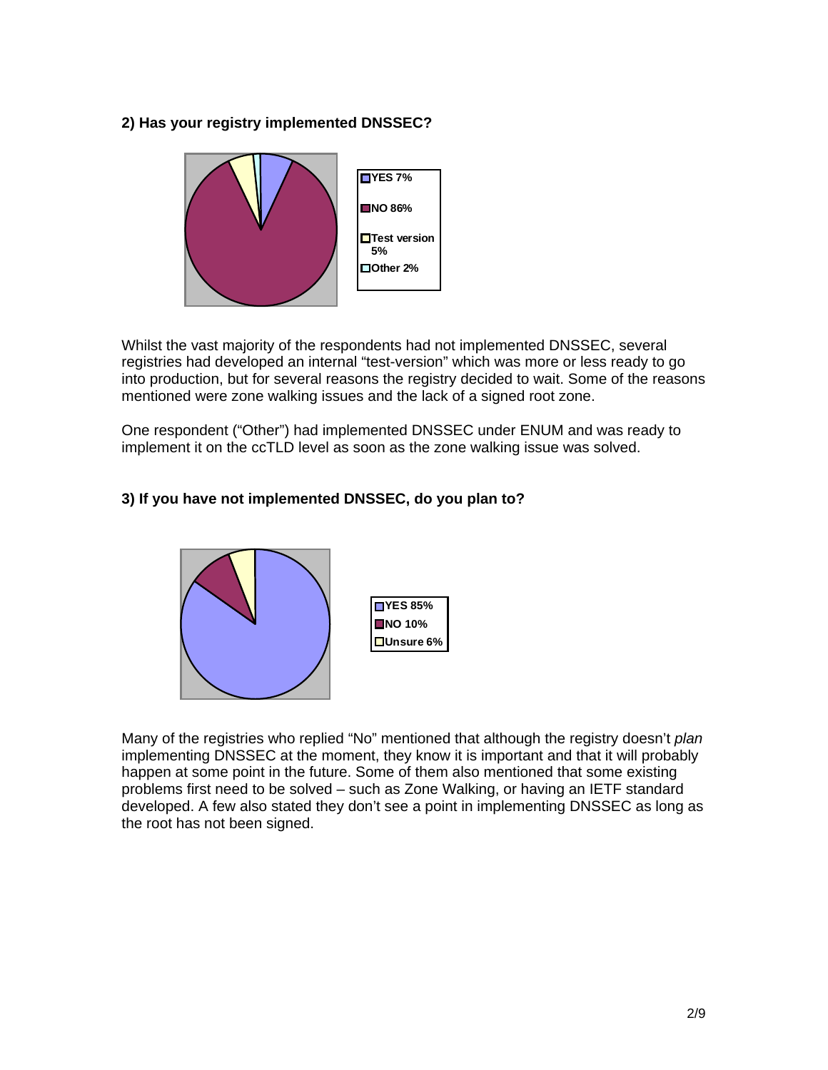**2) Has your registry implemented DNSSEC?**

YES 7%
NO 86%
Test version 5%
Other 2%

Whilst the vast majority of the respondents had not implemented DNSSEC, several registries had developed an internal "test-version" which was more or less ready to go into production, but for several reasons the registry decided to wait. Some of the reasons mentioned were zone walking issues and the lack of a signed root zone.

One respondent ("Other") had implemented DNSSEC under ENUM and was ready to implement it on the ccTLD level as soon as the zone walking issue was solved.

**3) If you have not implemented DNSSEC, do you plan to?**

YES 85%
NO 10%
Unsure 6%

Many of the registries who replied "No" mentioned that although the registry doesn't *plan* implementing DNSSEC at the moment, they know it is important and that it will probably happen at some point in the future. Some of them also mentioned that some existing problems first need to be solved – such as Zone Walking, or having an IETF standard developed. A few also stated they don't see a point in implementing DNSSEC as long as the root has not been signed.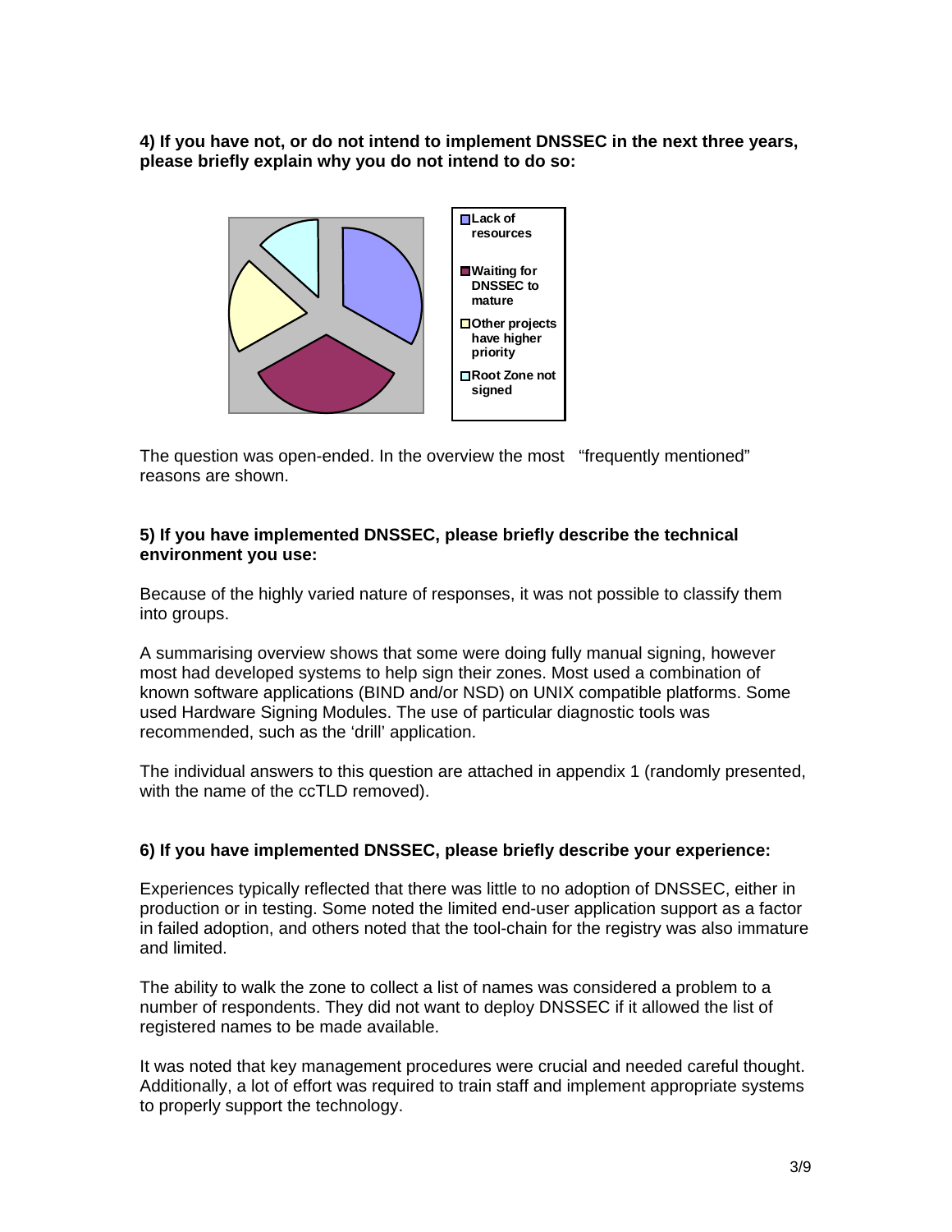**4) If you have not, or do not intend to implement DNSSEC in the next three years, please briefly explain why you do not intend to do so:**

- Lack of resources
- Waiting for DNSSEC to mature
- Other projects have higher priority
- Root Zone not signed

The question was open-ended. In the overview the most "frequently mentioned" reasons are shown.

**5) If you have implemented DNSSEC, please briefly describe the technical environment you use:**

Because of the highly varied nature of responses, it was not possible to classify them into groups.

A summarising overview shows that some were doing fully manual signing, however most had developed systems to help sign their zones. Most used a combination of known software applications (BIND and/or NSD) on UNIX compatible platforms. Some used Hardware Signing Modules. The use of particular diagnostic tools was recommended, such as the 'drill' application.

The individual answers to this question are attached in appendix 1 (randomly presented, with the name of the ccTLD removed).

**6) If you have implemented DNSSEC, please briefly describe your experience:**

Experiences typically reflected that there was little to no adoption of DNSSEC, either in production or in testing. Some noted the limited end-user application support as a factor in failed adoption, and others noted that the tool-chain for the registry was also immature and limited.

The ability to walk the zone to collect a list of names was considered a problem to a number of respondents. They did not want to deploy DNSSEC if it allowed the list of registered names to be made available.

It was noted that key management procedures were crucial and needed careful thought. Additionally, a lot of effort was required to train staff and implement appropriate systems to properly support the technology.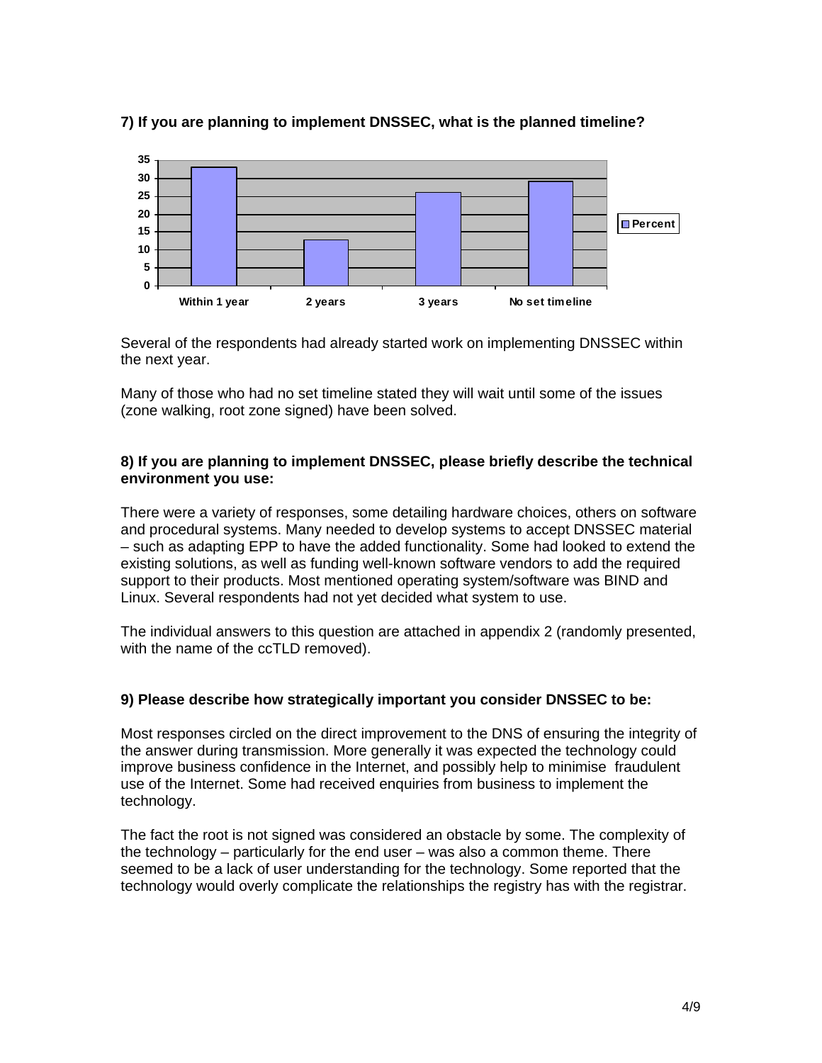**7) If you are planning to implement DNSSEC, what is the planned timeline?**

Several of the respondents had already started work on implementing DNSSEC within the next year.

Many of those who had no set timeline stated they will wait until some of the issues (zone walking, root zone signed) have been solved.

**8) If you are planning to implement DNSSEC, please briefly describe the technical environment you use:**

There were a variety of responses, some detailing hardware choices, others on software and procedural systems. Many needed to develop systems to accept DNSSEC material – such as adapting EPP to have the added functionality. Some had looked to extend the existing solutions, as well as funding well-known software vendors to add the required support to their products. Most mentioned operating system/software was BIND and Linux. Several respondents had not yet decided what system to use.

The individual answers to this question are attached in appendix 2 (randomly presented, with the name of the ccTLD removed).

**9) Please describe how strategically important you consider DNSSEC to be:**

Most responses circled on the direct improvement to the DNS of ensuring the integrity of the answer during transmission. More generally it was expected the technology could improve business confidence in the Internet, and possibly help to minimise fraudulent use of the Internet. Some had received enquiries from business to implement the technology.

The fact the root is not signed was considered an obstacle by some. The complexity of the technology – particularly for the end user – was also a common theme. There seemed to be a lack of user understanding for the technology. Some reported that the technology would overly complicate the relationships the registry has with the registrar.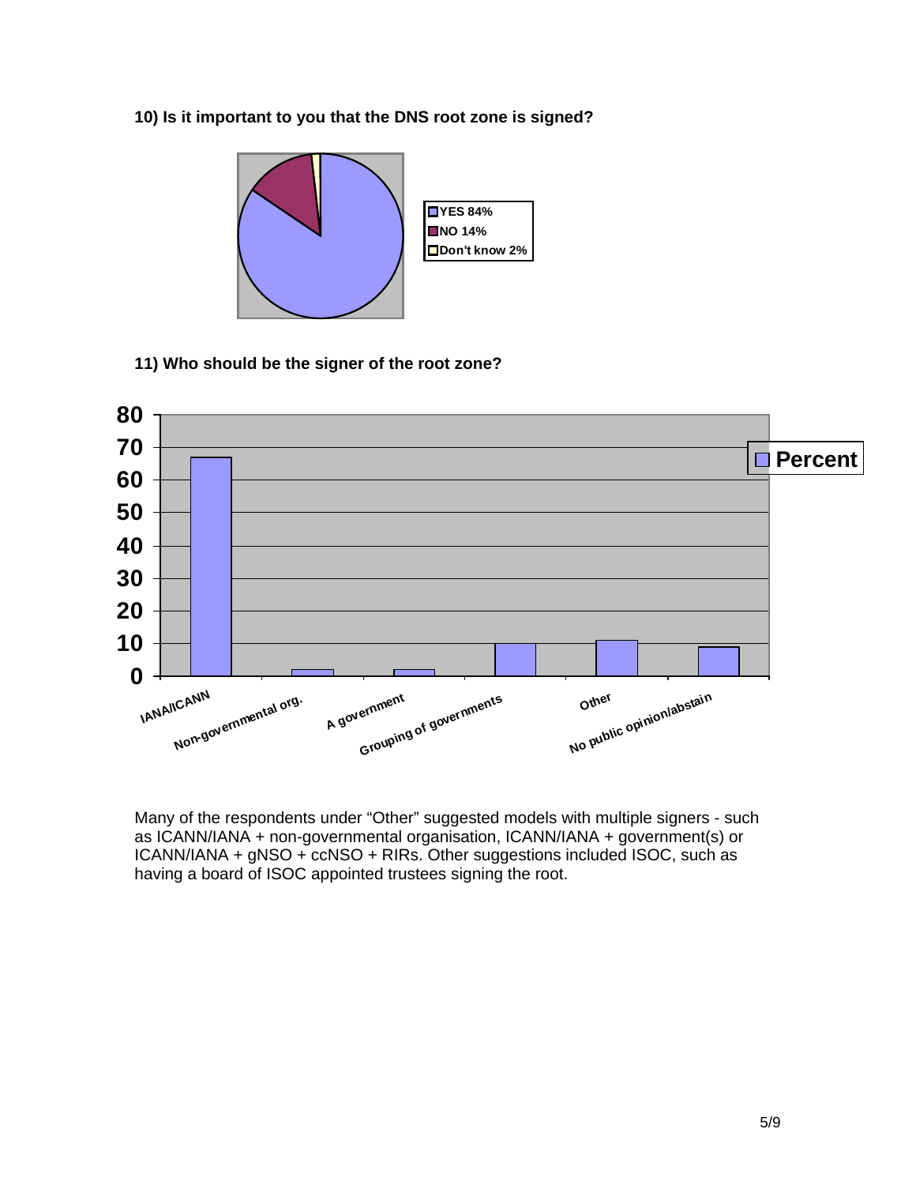**10) Is it important to you that the DNS root zone is signed?**

YES 84%
NO 14%
Don't know 2%

**11) Who should be the signer of the root zone?**

Many of the respondents under "Other" suggested models with multiple signers - such as ICANN/IANA + non-governmental organisation, ICANN/IANA + government(s) or ICANN/IANA + gNSO + ccNSO + RIRs. Other suggestions included ISOC, such as having a board of ISOC appointed trustees signing the root.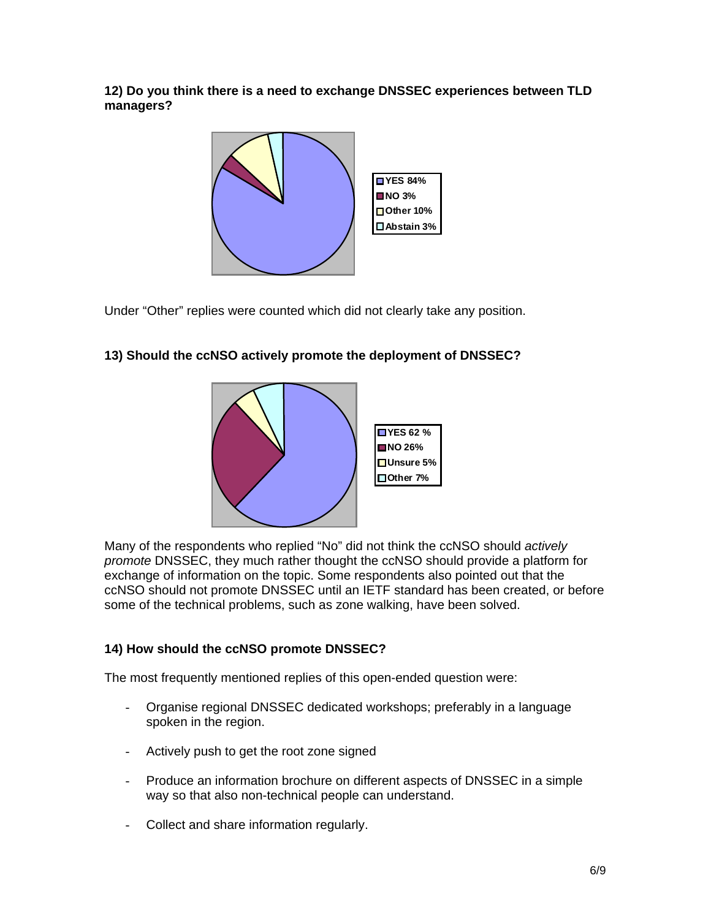**12) Do you think there is a need to exchange DNSSEC experiences between TLD managers?**

- YES 84%
- NO 3%
- Other 10%
- Abstain 3%

Under "Other" replies were counted which did not clearly take any position.

**13) Should the ccNSO actively promote the deployment of DNSSEC?**

- YES 62 %
- NO 26%
- Unsure 5%
- Other 7%

Many of the respondents who replied "No" did not think the ccNSO should *actively promote* DNSSEC, they much rather thought the ccNSO should provide a platform for exchange of information on the topic. Some respondents also pointed out that the ccNSO should not promote DNSSEC until an IETF standard has been created, or before some of the technical problems, such as zone walking, have been solved.

**14) How should the ccNSO promote DNSSEC?**

The most frequently mentioned replies of this open-ended question were:

- Organise regional DNSSEC dedicated workshops; preferably in a language spoken in the region.
- Actively push to get the root zone signed
- Produce an information brochure on different aspects of DNSSEC in a simple way so that also non-technical people can understand.
- Collect and share information regularly.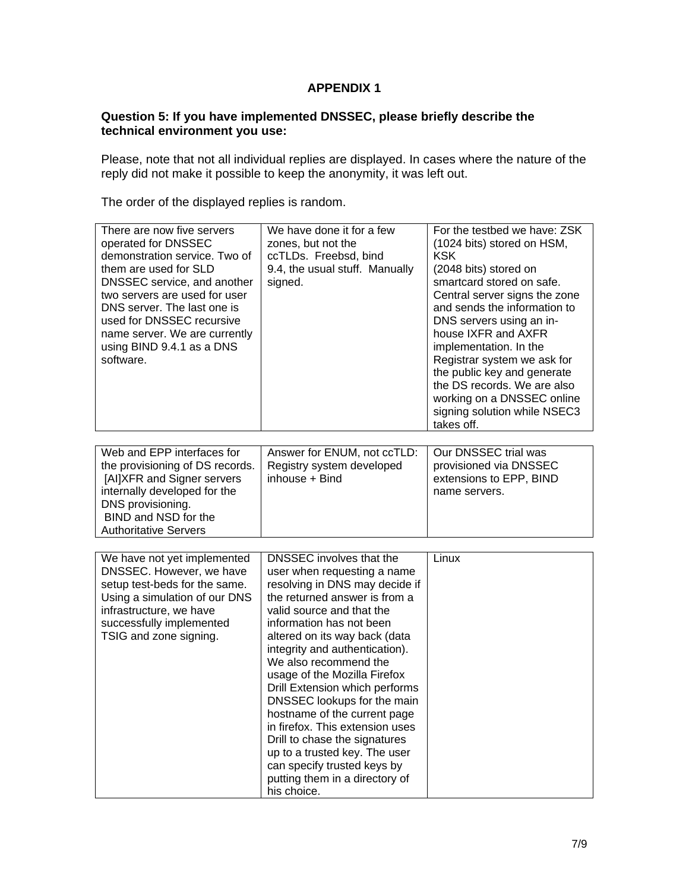**APPENDIX 1**

**Question 5: If you have implemented DNSSEC, please briefly describe the technical environment you use:**

Please, note that not all individual replies are displayed. In cases where the nature of the reply did not make it possible to keep the anonymity, it was left out.

The order of the displayed replies is random.

| | | |
|---|---|---|
| There are now five servers operated for DNSSEC demonstration service. Two of them are used for SLD DNSSEC service, and another two servers are used for user DNS server. The last one is used for DNSSEC recursive name server. We are currently using BIND 9.4.1 as a DNS software. | We have done it for a few zones, but not the ccTLDs. Freebsd, bind 9.4, the usual stuff. Manually signed. | For the testbed we have: ZSK (1024 bits) stored on HSM, KSK (2048 bits) stored on smartcard stored on safe. Central server signs the zone and sends the information to DNS servers using an in-house IXFR and AXFR implementation. In the Registrar system we ask for the public key and generate the DS records. We are also working on a DNSSEC online signing solution while NSEC3 takes off. |

| | | |
|---|---|---|
| Web and EPP interfaces for the provisioning of DS records. [AI]XFR and Signer servers internally developed for the DNS provisioning. BIND and NSD for the Authoritative Servers | Answer for ENUM, not ccTLD: Registry system developed inhouse + Bind | Our DNSSEC trial was provisioned via DNSSEC extensions to EPP, BIND name servers. |

| | | |
|---|---|---|
| We have not yet implemented DNSSEC. However, we have setup test-beds for the same. Using a simulation of our DNS infrastructure, we have successfully implemented TSIG and zone signing. | DNSSEC involves that the user when requesting a name resolving in DNS may decide if the returned answer is from a valid source and that the information has not been altered on its way back (data integrity and authentication). We also recommend the usage of the Mozilla Firefox Drill Extension which performs DNSSEC lookups for the main hostname of the current page in firefox. This extension uses Drill to chase the signatures up to a trusted key. The user can specify trusted keys by putting them in a directory of his choice. | Linux |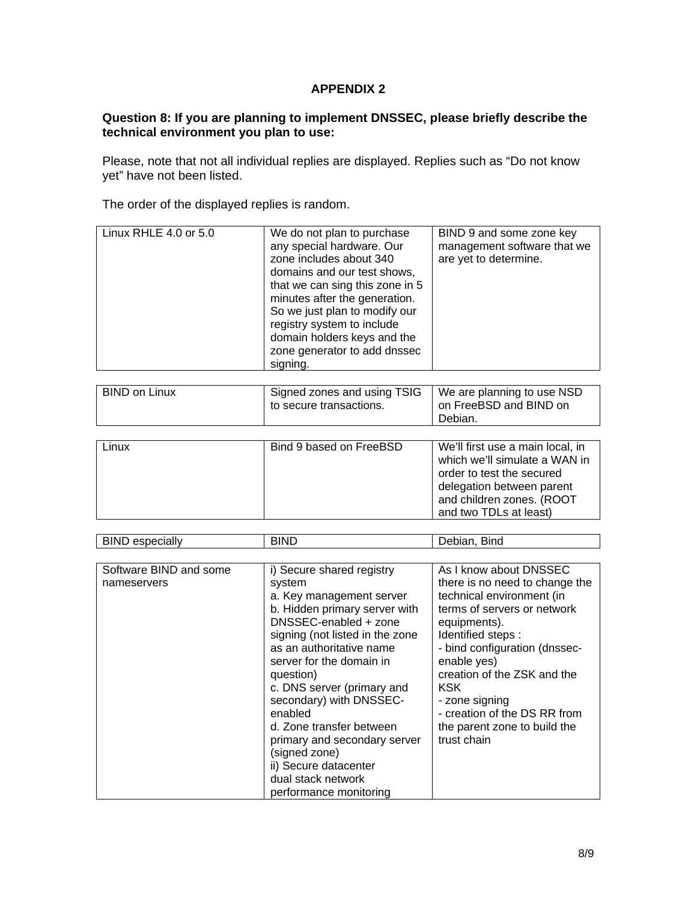**APPENDIX 2**

**Question 8: If you are planning to implement DNSSEC, please briefly describe the technical environment you plan to use:**

Please, note that not all individual replies are displayed. Replies such as “Do not know yet” have not been listed.

The order of the displayed replies is random.

| Linux RHLE 4.0 or 5.0 | We do not plan to purchase any special hardware. Our zone includes about 340 domains and our test shows, that we can sing this zone in 5 minutes after the generation. So we just plan to modify our registry system to include domain holders keys and the zone generator to add dnssec signing. | BIND 9 and some zone key management software that we are yet to determine. |
|---|---|---|

| BIND on Linux | Signed zones and using TSIG to secure transactions. | We are planning to use NSD on FreeBSD and BIND on Debian. |
|---|---|---|

| Linux | Bind 9 based on FreeBSD | We’ll first use a main local, in which we’ll simulate a WAN in order to test the secured delegation between parent and children zones. (ROOT and two TDLs at least) |
|---|---|---|

| BIND especially | BIND | Debian, Bind |
|---|---|---|

| Software BIND and some nameservers | i) Secure shared registry system<br>a. Key management server<br>b. Hidden primary server with DNSSEC-enabled + zone signing (not listed in the zone as an authoritative name server for the domain in question)<br>c. DNS server (primary and secondary) with DNSSEC-enabled<br>d. Zone transfer between primary and secondary server (signed zone)<br>ii) Secure datacenter<br>dual stack network<br>performance monitoring | As I know about DNSSEC there is no need to change the technical environment (in terms of servers or network equipments).<br>Identified steps :<br>- bind configuration (dnssec-enable yes)<br>creation of the ZSK and the KSK<br>- zone signing<br>- creation of the DS RR from the parent zone to build the trust chain |
|---|---|---|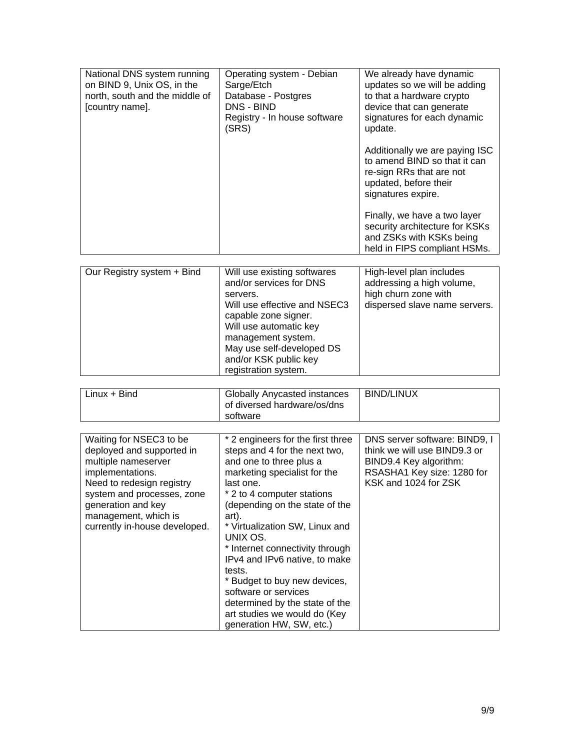| | | |
|---|---|---|
| National DNS system running on BIND 9, Unix OS, in the north, south and the middle of [country name]. | Operating system - Debian Sarge/Etch<br>Database - Postgres<br>DNS - BIND<br>Registry - In house software (SRS) | We already have dynamic updates so we will be adding to that a hardware crypto device that can generate signatures for each dynamic update.<br><br>Additionally we are paying ISC to amend BIND so that it can re-sign RRs that are not updated, before their signatures expire.<br><br>Finally, we have a two layer security architecture for KSKs and ZSKs with KSKs being held in FIPS compliant HSMs. |

| | | |
|---|---|---|
| Our Registry system + Bind | Will use existing softwares and/or services for DNS servers.<br>Will use effective and NSEC3 capable zone signer.<br>Will use automatic key management system.<br>May use self-developed DS and/or KSK public key registration system. | High-level plan includes addressing a high volume, high churn zone with dispersed slave name servers. |

| | | |
|---|---|---|
| Linux + Bind | Globally Anycasted instances of diversed hardware/os/dns software | BIND/LINUX |

| | | |
|---|---|---|
| Waiting for NSEC3 to be deployed and supported in multiple nameserver implementations.<br>Need to redesign registry system and processes, zone generation and key management, which is currently in-house developed. | * 2 engineers for the first three steps and 4 for the next two, and one to three plus a marketing specialist for the last one.<br>* 2 to 4 computer stations (depending on the state of the art).<br>* Virtualization SW, Linux and UNIX OS.<br>* Internet connectivity through IPv4 and IPv6 native, to make tests.<br>* Budget to buy new devices, software or services determined by the state of the art studies we would do (Key generation HW, SW, etc.) | DNS server software: BIND9, I think we will use BIND9.3 or BIND9.4 Key algorithm: RSASHA1 Key size: 1280 for KSK and 1024 for ZSK |